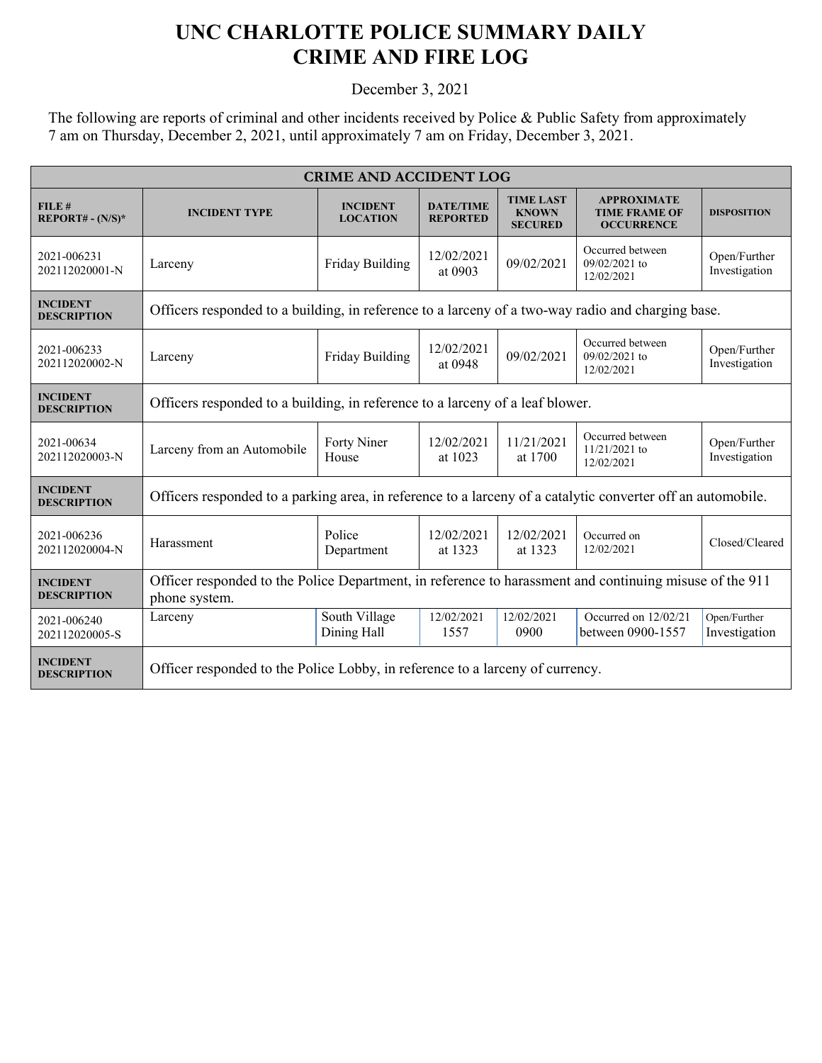# UNC CHARLOTTE POLICE SUMMARY DAILY CRIME AND FIRE LOG

December 3, 2021

The following are reports of criminal and other incidents received by Police & Public Safety from approximately 7 am on Thursday, December 2, 2021, until approximately 7 am on Friday, December 3, 2021.

| CRIME AND ACCIDENT LOG | | | | | | |
|---|---|---|---|---|---|---|
| **FILE # REPORT# - (N/S)*** | **INCIDENT TYPE** | **INCIDENT LOCATION** | **DATE/TIME REPORTED** | **TIME LAST KNOWN SECURED** | **APPROXIMATE TIME FRAME OF OCCURRENCE** | **DISPOSITION** |
| 2021-006231 202112020001-N | Larceny | Friday Building | 12/02/2021 at 0903 | 09/02/2021 | Occurred between 09/02/2021 to 12/02/2021 | Open/Further Investigation |
| **INCIDENT DESCRIPTION** | Officers responded to a building, in reference to a larceny of a two-way radio and charging base. | | | | | |
| 2021-006233 202112020002-N | Larceny | Friday Building | 12/02/2021 at 0948 | 09/02/2021 | Occurred between 09/02/2021 to 12/02/2021 | Open/Further Investigation |
| **INCIDENT DESCRIPTION** | Officers responded to a building, in reference to a larceny of a leaf blower. | | | | | |
| 2021-00634 202112020003-N | Larceny from an Automobile | Forty Niner House | 12/02/2021 at 1023 | 11/21/2021 at 1700 | Occurred between 11/21/2021 to 12/02/2021 | Open/Further Investigation |
| **INCIDENT DESCRIPTION** | Officers responded to a parking area, in reference to a larceny of a catalytic converter off an automobile. | | | | | |
| 2021-006236 202112020004-N | Harassment | Police Department | 12/02/2021 at 1323 | 12/02/2021 at 1323 | Occurred on 12/02/2021 | Closed/Cleared |
| **INCIDENT DESCRIPTION** | Officer responded to the Police Department, in reference to harassment and continuing misuse of the 911 phone system. | | | | | |
| 2021-006240 202112020005-S | Larceny | South Village Dining Hall | 12/02/2021 1557 | 12/02/2021 0900 | Occurred on 12/02/21 between 0900-1557 | Open/Further Investigation |
| **INCIDENT DESCRIPTION** | Officer responded to the Police Lobby, in reference to a larceny of currency. | | | | | |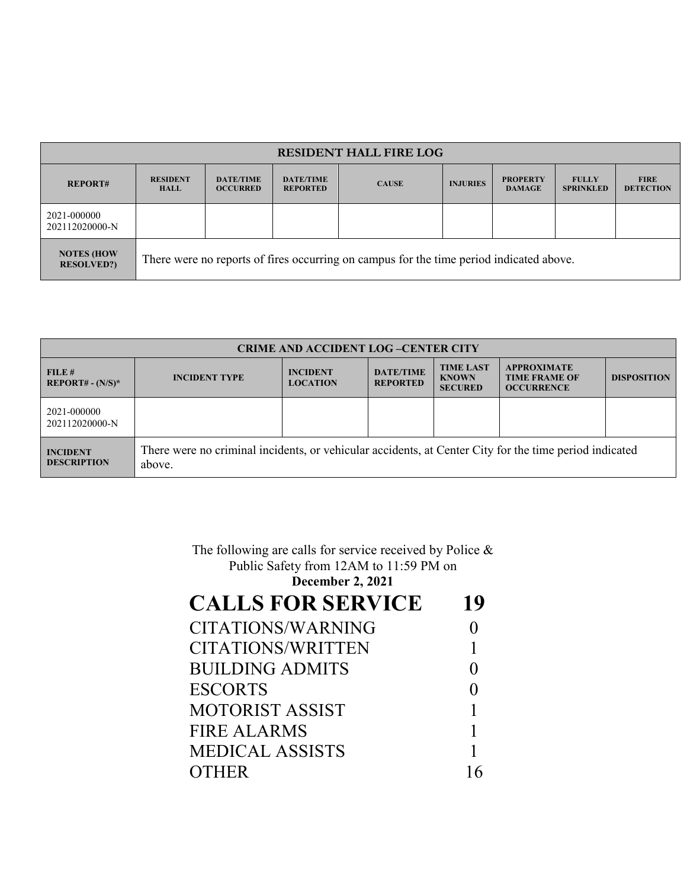| RESIDENT HALL FIRE LOG | | | | | | | | |
|---|---|---|---|---|---|---|---|---|
| **REPORT#** | **RESIDENT HALL** | **DATE/TIME OCCURRED** | **DATE/TIME REPORTED** | **CAUSE** | **INJURIES** | **PROPERTY DAMAGE** | **FULLY SPRINKLED** | **FIRE DETECTION** |
| 2021-000000 202112020000-N | | | | | | | | |
| **NOTES (HOW RESOLVED?)** | There were no reports of fires occurring on campus for the time period indicated above. | | | | | | | |

| CRIME AND ACCIDENT LOG –CENTER CITY | | | | | | |
|---|---|---|---|---|---|---|
| **FILE # REPORT# - (N/S)*** | **INCIDENT TYPE** | **INCIDENT LOCATION** | **DATE/TIME REPORTED** | **TIME LAST KNOWN SECURED** | **APPROXIMATE TIME FRAME OF OCCURRENCE** | **DISPOSITION** |
| 2021-000000 202112020000-N | | | | | | |
| **INCIDENT DESCRIPTION** | There were no criminal incidents, or vehicular accidents, at Center City for the time period indicated above. | | | | | |

The following are calls for service received by Police & Public Safety from 12AM to 11:59 PM on

**December 2, 2021**

| | |
|---|---|
| **CALLS FOR SERVICE** | **19** |
| CITATIONS/WARNING | 0 |
| CITATIONS/WRITTEN | 1 |
| BUILDING ADMITS | 0 |
| ESCORTS | 0 |
| MOTORIST ASSIST | 1 |
| FIRE ALARMS | 1 |
| MEDICAL ASSISTS | 1 |
| OTHER | 16 |